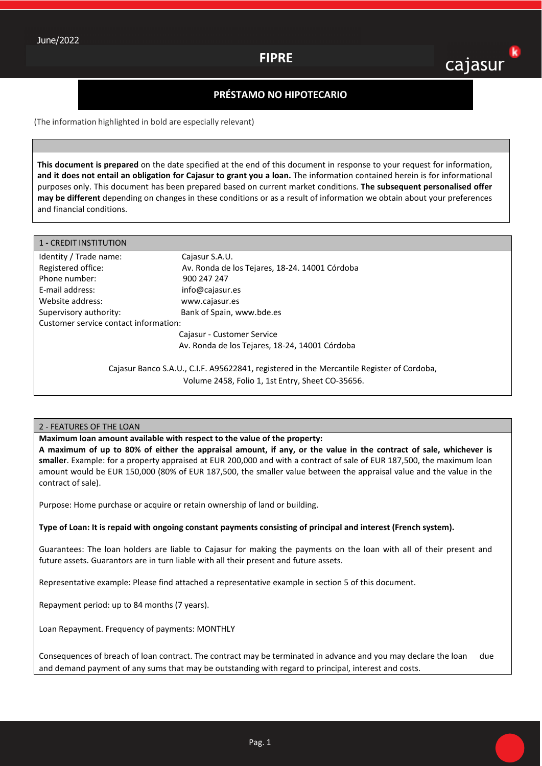June/2022

# FIPRE

## PRÉSTAMO NO HIPOTECARIO

(The information highlighted in bold are especially relevant)

**This document is prepared** on the date specified at the end of this document in response to your request for information, **and it does not entail an obligation for Cajasur to grant you a loan.** The information contained herein is for informational purposes only. This document has been prepared based on current market conditions. **The subsequent personalised offer may be different** depending on changes in these conditions or as a result of information we obtain about your preferences and financial conditions.

### 1 - CREDIT INSTITUTION

| | |
|---|---|
| Identity / Trade name: | Cajasur S.A.U. |
| Registered office: | Av. Ronda de los Tejares, 18-24. 14001 Córdoba |
| Phone number: | 900 247 247 |
| E-mail address: | info@cajasur.es |
| Website address: | www.cajasur.es |
| Supervisory authority: | Bank of Spain, www.bde.es |
| Customer service contact information: | Cajasur - Customer Service<br>Av. Ronda de los Tejares, 18-24, 14001 Córdoba |

Cajasur Banco S.A.U., C.I.F. A95622841, registered in the Mercantile Register of Cordoba, Volume 2458, Folio 1, 1st Entry, Sheet CO-35656.

### 2 - FEATURES OF THE LOAN

**Maximum loan amount available with respect to the value of the property:**

**A maximum of up to 80% of either the appraisal amount, if any, or the value in the contract of sale, whichever is smaller**. Example: for a property appraised at EUR 200,000 and with a contract of sale of EUR 187,500, the maximum loan amount would be EUR 150,000 (80% of EUR 187,500, the smaller value between the appraisal value and the value in the contract of sale).

Purpose: Home purchase or acquire or retain ownership of land or building.

**Type of Loan: It is repaid with ongoing constant payments consisting of principal and interest (French system).**

Guarantees: The loan holders are liable to Cajasur for making the payments on the loan with all of their present and future assets. Guarantors are in turn liable with all their present and future assets.

Representative example: Please find attached a representative example in section 5 of this document.

Repayment period: up to 84 months (7 years).

Loan Repayment. Frequency of payments: MONTHLY

Consequences of breach of loan contract. The contract may be terminated in advance and you may declare the loan due and demand payment of any sums that may be outstanding with regard to principal, interest and costs.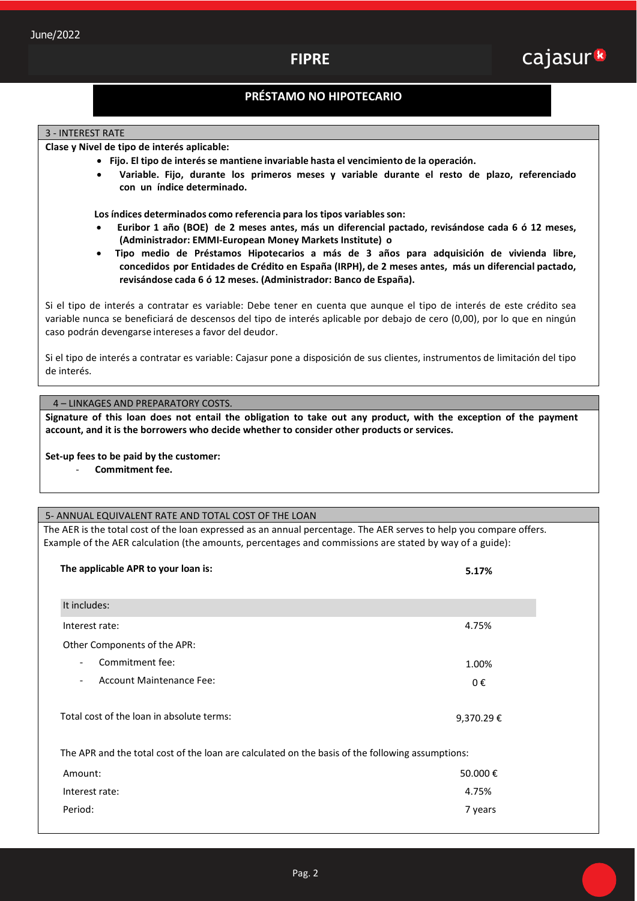# FIPRE

## PRÉSTAMO NO HIPOTECARIO

### 3 - INTEREST RATE

**Clase y Nivel de tipo de interés aplicable:**

- **Fijo. El tipo de interés se mantiene invariable hasta el vencimiento de la operación.**
- **Variable. Fijo, durante los primeros meses y variable durante el resto de plazo, referenciado con un índice determinado.**

**Los índices determinados como referencia para los tipos variables son:**

- **Euribor 1 año (BOE) de 2 meses antes, más un diferencial pactado, revisándose cada 6 ó 12 meses, (Administrador: EMMI-European Money Markets Institute) o**
- **Tipo medio de Préstamos Hipotecarios a más de 3 años para adquisición de vivienda libre, concedidos por Entidades de Crédito en España (IRPH), de 2 meses antes, más un diferencial pactado, revisándose cada 6 ó 12 meses. (Administrador: Banco de España).**

Si el tipo de interés a contratar es variable: Debe tener en cuenta que aunque el tipo de interés de este crédito sea variable nunca se beneficiará de descensos del tipo de interés aplicable por debajo de cero (0,00), por lo que en ningún caso podrán devengarse intereses a favor del deudor.

Si el tipo de interés a contratar es variable: Cajasur pone a disposición de sus clientes, instrumentos de limitación del tipo de interés.

### 4 – LINKAGES AND PREPARATORY COSTS.

**Signature of this loan does not entail the obligation to take out any product, with the exception of the payment account, and it is the borrowers who decide whether to consider other products or services.**

**Set-up fees to be paid by the customer:**

- **Commitment fee.**

### 5- ANNUAL EQUIVALENT RATE AND TOTAL COST OF THE LOAN

The AER is the total cost of the loan expressed as an annual percentage. The AER serves to help you compare offers. Example of the AER calculation (the amounts, percentages and commissions are stated by way of a guide):

| **The applicable APR to your loan is:** | **5.17%** |
|---|---|
| It includes: | |
| Interest rate: | 4.75% |
| Other Components of the APR: | |
| - Commitment fee: | 1.00% |
| - Account Maintenance Fee: | 0 € |
| Total cost of the loan in absolute terms: | 9,370.29 € |

The APR and the total cost of the loan are calculated on the basis of the following assumptions:

| | |
|---|---|
| Amount: | 50.000 € |
| Interest rate: | 4.75% |
| Period: | 7 years |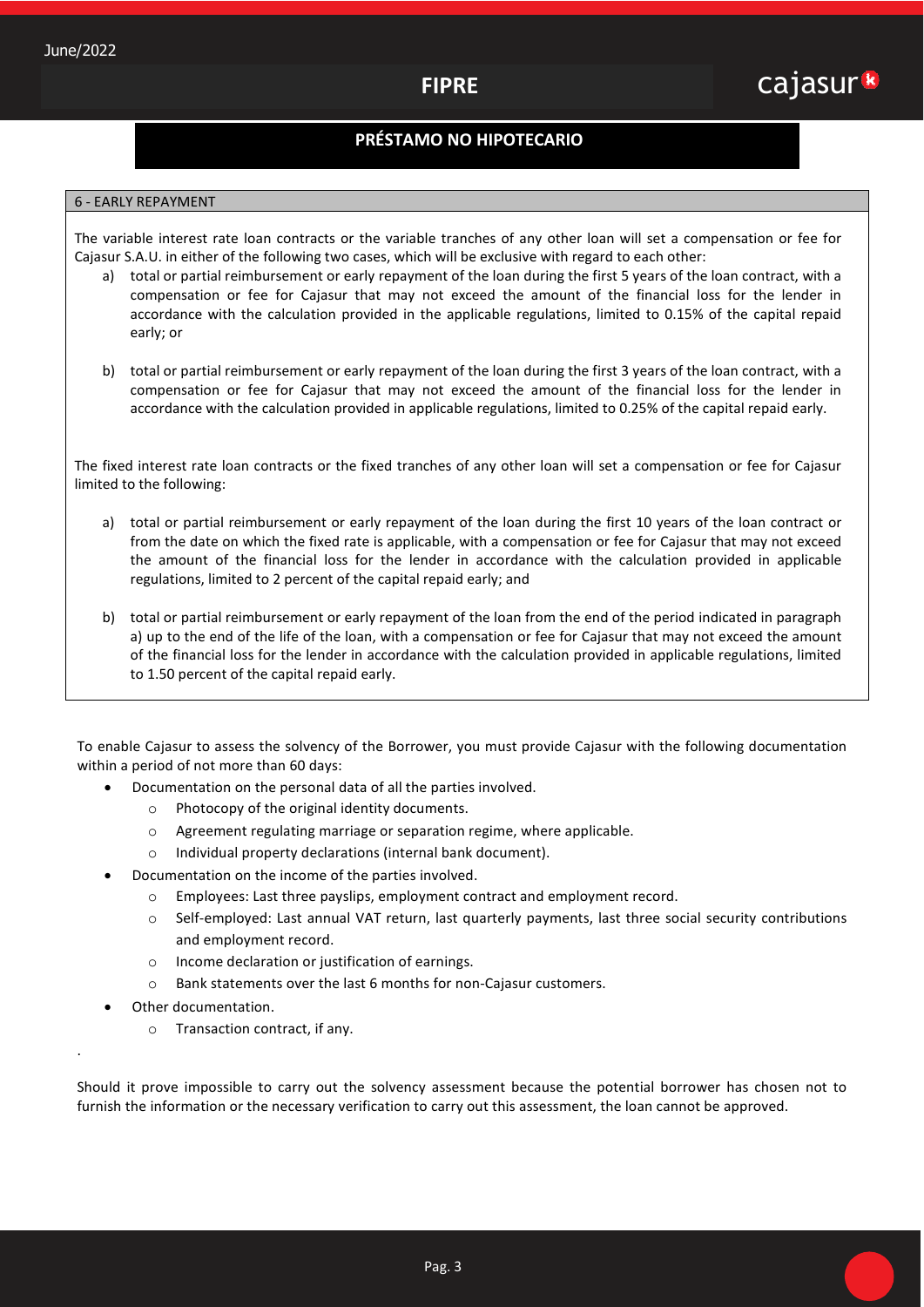## PRÉSTAMO NO HIPOTECARIO

### 6 - EARLY REPAYMENT

The variable interest rate loan contracts or the variable tranches of any other loan will set a compensation or fee for Cajasur S.A.U. in either of the following two cases, which will be exclusive with regard to each other:

a) total or partial reimbursement or early repayment of the loan during the first 5 years of the loan contract, with a compensation or fee for Cajasur that may not exceed the amount of the financial loss for the lender in accordance with the calculation provided in the applicable regulations, limited to 0.15% of the capital repaid early; or

b) total or partial reimbursement or early repayment of the loan during the first 3 years of the loan contract, with a compensation or fee for Cajasur that may not exceed the amount of the financial loss for the lender in accordance with the calculation provided in applicable regulations, limited to 0.25% of the capital repaid early.

The fixed interest rate loan contracts or the fixed tranches of any other loan will set a compensation or fee for Cajasur limited to the following:

a) total or partial reimbursement or early repayment of the loan during the first 10 years of the loan contract or from the date on which the fixed rate is applicable, with a compensation or fee for Cajasur that may not exceed the amount of the financial loss for the lender in accordance with the calculation provided in applicable regulations, limited to 2 percent of the capital repaid early; and

b) total or partial reimbursement or early repayment of the loan from the end of the period indicated in paragraph a) up to the end of the life of the loan, with a compensation or fee for Cajasur that may not exceed the amount of the financial loss for the lender in accordance with the calculation provided in applicable regulations, limited to 1.50 percent of the capital repaid early.

To enable Cajasur to assess the solvency of the Borrower, you must provide Cajasur with the following documentation within a period of not more than 60 days:

- Documentation on the personal data of all the parties involved.
  - Photocopy of the original identity documents.
  - Agreement regulating marriage or separation regime, where applicable.
  - Individual property declarations (internal bank document).
- Documentation on the income of the parties involved.
  - Employees: Last three payslips, employment contract and employment record.
  - Self-employed: Last annual VAT return, last quarterly payments, last three social security contributions and employment record.
  - Income declaration or justification of earnings.
  - Bank statements over the last 6 months for non-Cajasur customers.
- Other documentation.
  - Transaction contract, if any.

Should it prove impossible to carry out the solvency assessment because the potential borrower has chosen not to furnish the information or the necessary verification to carry out this assessment, the loan cannot be approved.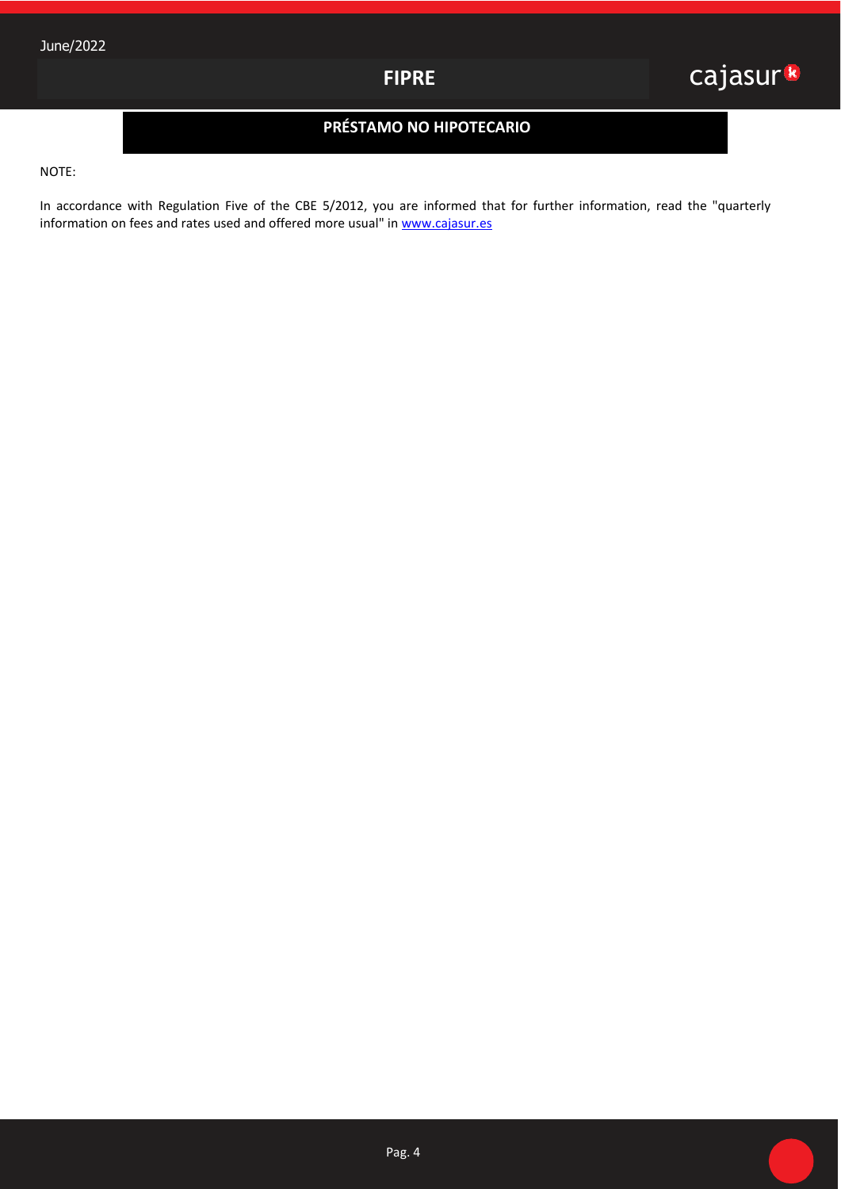## PRÉSTAMO NO HIPOTECARIO

NOTE:

In accordance with Regulation Five of the CBE 5/2012, you are informed that for further information, read the "quarterly information on fees and rates used and offered more usual" in [www.cajasur.es](http://www.cajasur.es)